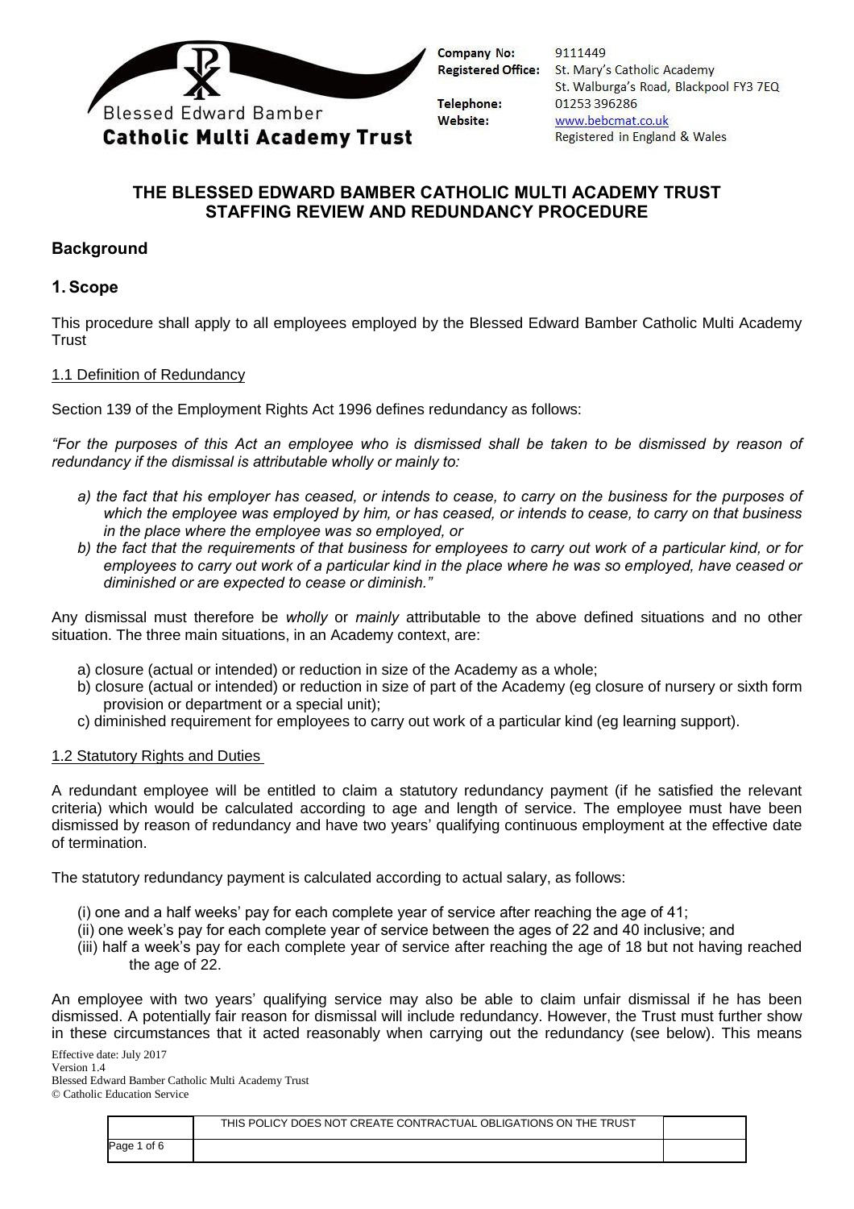Blessed Edward Bamber
**Catholic Multi Academy Trust**

**Company No:** 9111449
**Registered Office:** St. Mary's Catholic Academy
St. Walburga's Road, Blackpool FY3 7EQ
**Telephone:** 01253 396286
**Website:** www.bebcmat.co.uk
Registered in England & Wales

# THE BLESSED EDWARD BAMBER CATHOLIC MULTI ACADEMY TRUST STAFFING REVIEW AND REDUNDANCY PROCEDURE

## Background

## 1. Scope

This procedure shall apply to all employees employed by the Blessed Edward Bamber Catholic Multi Academy Trust

### 1.1 Definition of Redundancy

Section 139 of the Employment Rights Act 1996 defines redundancy as follows:

*"For the purposes of this Act an employee who is dismissed shall be taken to be dismissed by reason of redundancy if the dismissal is attributable wholly or mainly to:*

*a) the fact that his employer has ceased, or intends to cease, to carry on the business for the purposes of which the employee was employed by him, or has ceased, or intends to cease, to carry on that business in the place where the employee was so employed, or*
*b) the fact that the requirements of that business for employees to carry out work of a particular kind, or for employees to carry out work of a particular kind in the place where he was so employed, have ceased or diminished or are expected to cease or diminish."*

Any dismissal must therefore be *wholly* or *mainly* attributable to the above defined situations and no other situation. The three main situations, in an Academy context, are:

a) closure (actual or intended) or reduction in size of the Academy as a whole;
b) closure (actual or intended) or reduction in size of part of the Academy (eg closure of nursery or sixth form provision or department or a special unit);
c) diminished requirement for employees to carry out work of a particular kind (eg learning support).

### 1.2 Statutory Rights and Duties

A redundant employee will be entitled to claim a statutory redundancy payment (if he satisfied the relevant criteria) which would be calculated according to age and length of service. The employee must have been dismissed by reason of redundancy and have two years' qualifying continuous employment at the effective date of termination.

The statutory redundancy payment is calculated according to actual salary, as follows:

(i) one and a half weeks' pay for each complete year of service after reaching the age of 41;
(ii) one week's pay for each complete year of service between the ages of 22 and 40 inclusive; and
(iii) half a week's pay for each complete year of service after reaching the age of 18 but not having reached the age of 22.

An employee with two years' qualifying service may also be able to claim unfair dismissal if he has been dismissed. A potentially fair reason for dismissal will include redundancy. However, the Trust must further show in these circumstances that it acted reasonably when carrying out the redundancy (see below). This means

Effective date: July 2017
Version 1.4
Blessed Edward Bamber Catholic Multi Academy Trust
© Catholic Education Service

THIS POLICY DOES NOT CREATE CONTRACTUAL OBLIGATIONS ON THE TRUST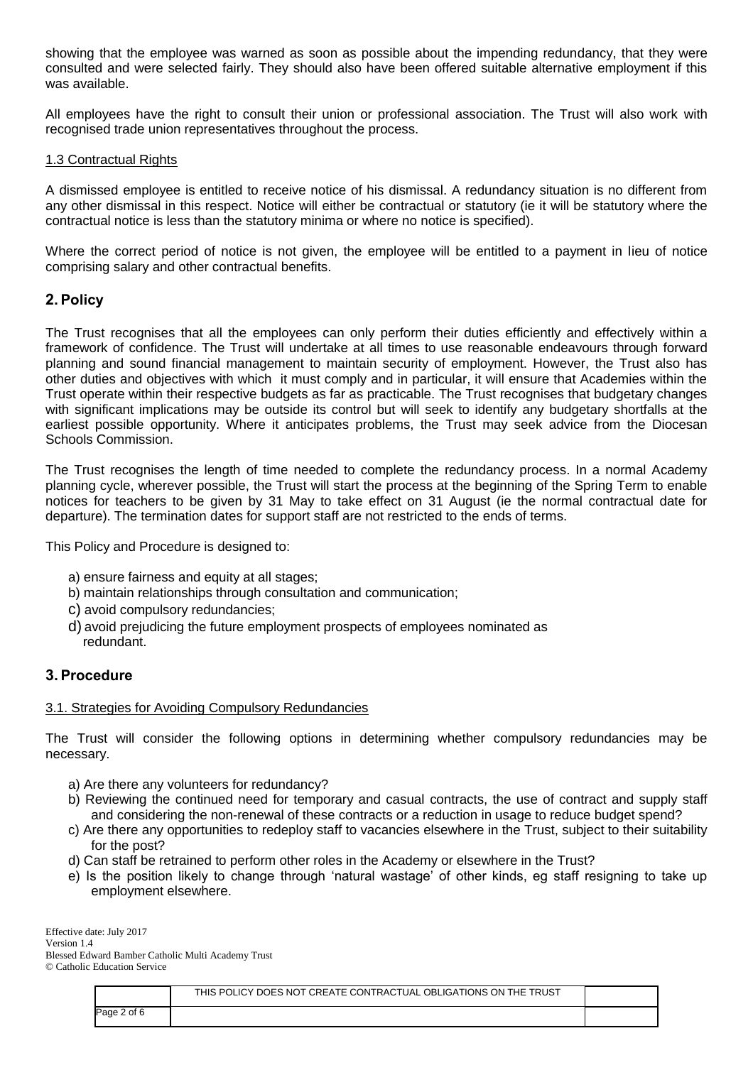showing that the employee was warned as soon as possible about the impending redundancy, that they were consulted and were selected fairly. They should also have been offered suitable alternative employment if this was available.

All employees have the right to consult their union or professional association. The Trust will also work with recognised trade union representatives throughout the process.

### 1.3 Contractual Rights

A dismissed employee is entitled to receive notice of his dismissal. A redundancy situation is no different from any other dismissal in this respect. Notice will either be contractual or statutory (ie it will be statutory where the contractual notice is less than the statutory minima or where no notice is specified).

Where the correct period of notice is not given, the employee will be entitled to a payment in lieu of notice comprising salary and other contractual benefits.

## 2. Policy

The Trust recognises that all the employees can only perform their duties efficiently and effectively within a framework of confidence. The Trust will undertake at all times to use reasonable endeavours through forward planning and sound financial management to maintain security of employment. However, the Trust also has other duties and objectives with which it must comply and in particular, it will ensure that Academies within the Trust operate within their respective budgets as far as practicable. The Trust recognises that budgetary changes with significant implications may be outside its control but will seek to identify any budgetary shortfalls at the earliest possible opportunity. Where it anticipates problems, the Trust may seek advice from the Diocesan Schools Commission.

The Trust recognises the length of time needed to complete the redundancy process. In a normal Academy planning cycle, wherever possible, the Trust will start the process at the beginning of the Spring Term to enable notices for teachers to be given by 31 May to take effect on 31 August (ie the normal contractual date for departure). The termination dates for support staff are not restricted to the ends of terms.

This Policy and Procedure is designed to:

a) ensure fairness and equity at all stages;
b) maintain relationships through consultation and communication;
c) avoid compulsory redundancies;
d) avoid prejudicing the future employment prospects of employees nominated as redundant.

## 3. Procedure

### 3.1. Strategies for Avoiding Compulsory Redundancies

The Trust will consider the following options in determining whether compulsory redundancies may be necessary.

a) Are there any volunteers for redundancy?
b) Reviewing the continued need for temporary and casual contracts, the use of contract and supply staff and considering the non-renewal of these contracts or a reduction in usage to reduce budget spend?
c) Are there any opportunities to redeploy staff to vacancies elsewhere in the Trust, subject to their suitability for the post?
d) Can staff be retrained to perform other roles in the Academy or elsewhere in the Trust?
e) Is the position likely to change through 'natural wastage' of other kinds, eg staff resigning to take up employment elsewhere.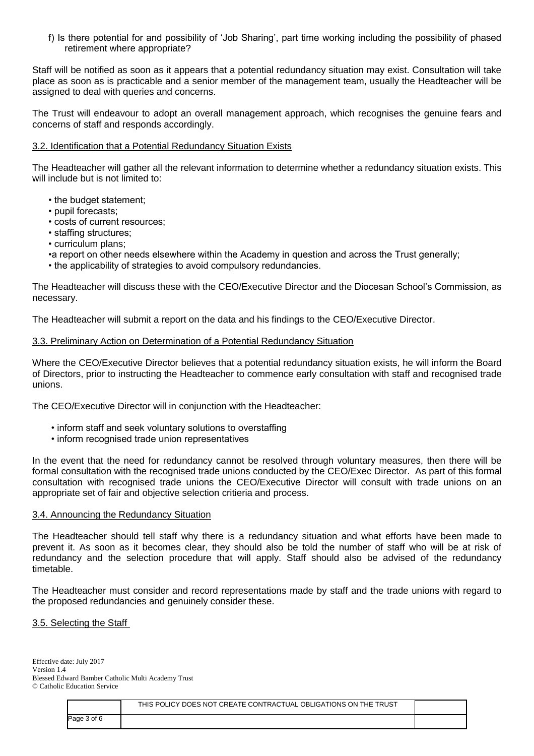f) Is there potential for and possibility of 'Job Sharing', part time working including the possibility of phased retirement where appropriate?

Staff will be notified as soon as it appears that a potential redundancy situation may exist. Consultation will take place as soon as is practicable and a senior member of the management team, usually the Headteacher will be assigned to deal with queries and concerns.

The Trust will endeavour to adopt an overall management approach, which recognises the genuine fears and concerns of staff and responds accordingly.

### 3.2. Identification that a Potential Redundancy Situation Exists

The Headteacher will gather all the relevant information to determine whether a redundancy situation exists. This will include but is not limited to:

- the budget statement;
- pupil forecasts;
- costs of current resources;
- staffing structures;
- curriculum plans;
- a report on other needs elsewhere within the Academy in question and across the Trust generally;
- the applicability of strategies to avoid compulsory redundancies.

The Headteacher will discuss these with the CEO/Executive Director and the Diocesan School's Commission, as necessary.

The Headteacher will submit a report on the data and his findings to the CEO/Executive Director.

### 3.3. Preliminary Action on Determination of a Potential Redundancy Situation

Where the CEO/Executive Director believes that a potential redundancy situation exists, he will inform the Board of Directors, prior to instructing the Headteacher to commence early consultation with staff and recognised trade unions.

The CEO/Executive Director will in conjunction with the Headteacher:

- inform staff and seek voluntary solutions to overstaffing
- inform recognised trade union representatives

In the event that the need for redundancy cannot be resolved through voluntary measures, then there will be formal consultation with the recognised trade unions conducted by the CEO/Exec Director. As part of this formal consultation with recognised trade unions the CEO/Executive Director will consult with trade unions on an appropriate set of fair and objective selection critieria and process.

### 3.4. Announcing the Redundancy Situation

The Headteacher should tell staff why there is a redundancy situation and what efforts have been made to prevent it. As soon as it becomes clear, they should also be told the number of staff who will be at risk of redundancy and the selection procedure that will apply. Staff should also be advised of the redundancy timetable.

The Headteacher must consider and record representations made by staff and the trade unions with regard to the proposed redundancies and genuinely consider these.

### 3.5. Selecting the Staff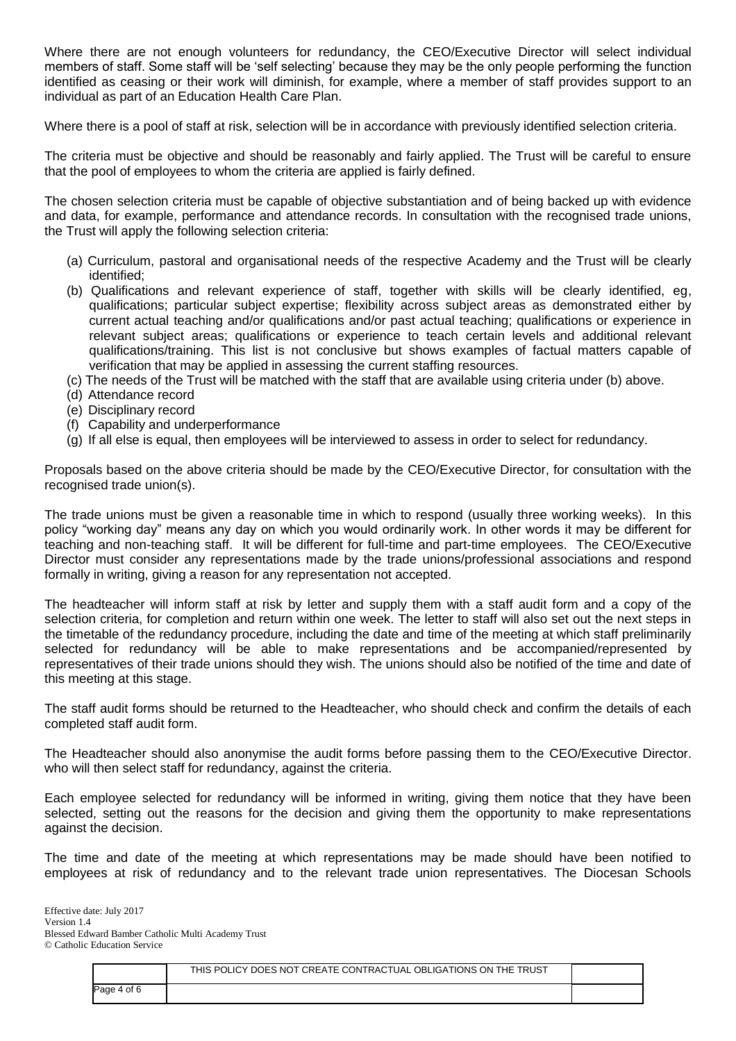Where there are not enough volunteers for redundancy, the CEO/Executive Director will select individual members of staff. Some staff will be 'self selecting' because they may be the only people performing the function identified as ceasing or their work will diminish, for example, where a member of staff provides support to an individual as part of an Education Health Care Plan.

Where there is a pool of staff at risk, selection will be in accordance with previously identified selection criteria.

The criteria must be objective and should be reasonably and fairly applied. The Trust will be careful to ensure that the pool of employees to whom the criteria are applied is fairly defined.

The chosen selection criteria must be capable of objective substantiation and of being backed up with evidence and data, for example, performance and attendance records. In consultation with the recognised trade unions, the Trust will apply the following selection criteria:

(a) Curriculum, pastoral and organisational needs of the respective Academy and the Trust will be clearly identified;
(b) Qualifications and relevant experience of staff, together with skills will be clearly identified, eg, qualifications; particular subject expertise; flexibility across subject areas as demonstrated either by current actual teaching and/or qualifications and/or past actual teaching; qualifications or experience in relevant subject areas; qualifications or experience to teach certain levels and additional relevant qualifications/training. This list is not conclusive but shows examples of factual matters capable of verification that may be applied in assessing the current staffing resources.
(c) The needs of the Trust will be matched with the staff that are available using criteria under (b) above.
(d) Attendance record
(e) Disciplinary record
(f) Capability and underperformance
(g) If all else is equal, then employees will be interviewed to assess in order to select for redundancy.

Proposals based on the above criteria should be made by the CEO/Executive Director, for consultation with the recognised trade union(s).

The trade unions must be given a reasonable time in which to respond (usually three working weeks). In this policy "working day" means any day on which you would ordinarily work. In other words it may be different for teaching and non-teaching staff. It will be different for full-time and part-time employees. The CEO/Executive Director must consider any representations made by the trade unions/professional associations and respond formally in writing, giving a reason for any representation not accepted.

The headteacher will inform staff at risk by letter and supply them with a staff audit form and a copy of the selection criteria, for completion and return within one week. The letter to staff will also set out the next steps in the timetable of the redundancy procedure, including the date and time of the meeting at which staff preliminarily selected for redundancy will be able to make representations and be accompanied/represented by representatives of their trade unions should they wish. The unions should also be notified of the time and date of this meeting at this stage.

The staff audit forms should be returned to the Headteacher, who should check and confirm the details of each completed staff audit form.

The Headteacher should also anonymise the audit forms before passing them to the CEO/Executive Director. who will then select staff for redundancy, against the criteria.

Each employee selected for redundancy will be informed in writing, giving them notice that they have been selected, setting out the reasons for the decision and giving them the opportunity to make representations against the decision.

The time and date of the meeting at which representations may be made should have been notified to employees at risk of redundancy and to the relevant trade union representatives. The Diocesan Schools

Effective date: July 2017
Version 1.4
Blessed Edward Bamber Catholic Multi Academy Trust
© Catholic Education Service

THIS POLICY DOES NOT CREATE CONTRACTUAL OBLIGATIONS ON THE TRUST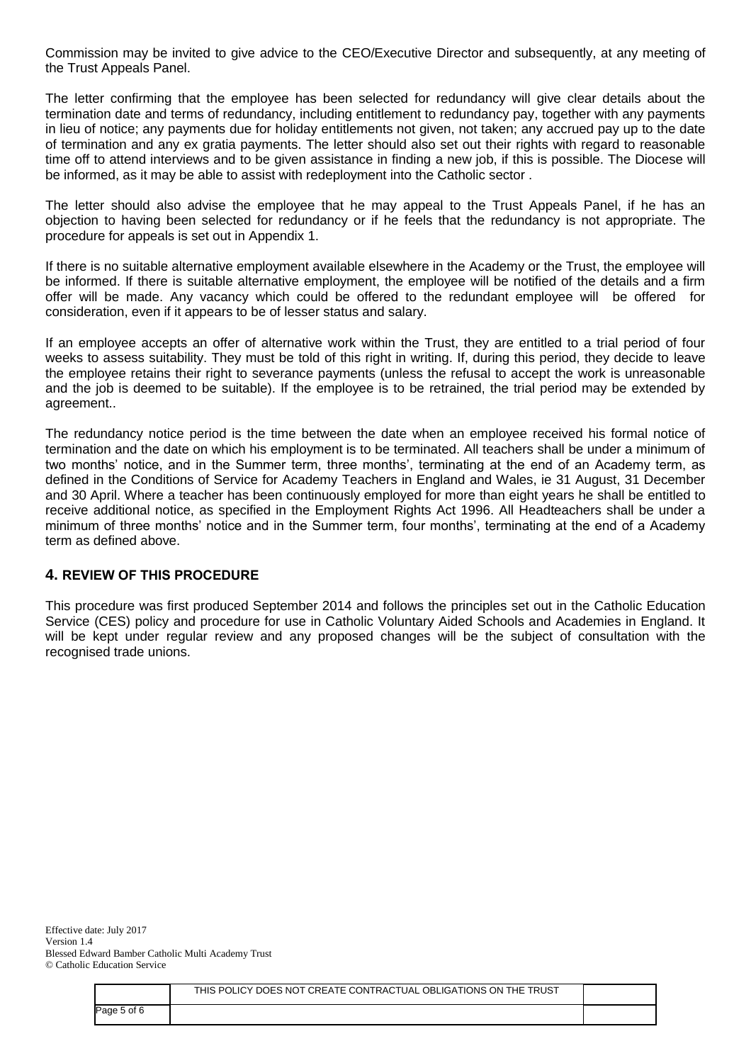Commission may be invited to give advice to the CEO/Executive Director and subsequently, at any meeting of the Trust Appeals Panel.

The letter confirming that the employee has been selected for redundancy will give clear details about the termination date and terms of redundancy, including entitlement to redundancy pay, together with any payments in lieu of notice; any payments due for holiday entitlements not given, not taken; any accrued pay up to the date of termination and any ex gratia payments. The letter should also set out their rights with regard to reasonable time off to attend interviews and to be given assistance in finding a new job, if this is possible. The Diocese will be informed, as it may be able to assist with redeployment into the Catholic sector .

The letter should also advise the employee that he may appeal to the Trust Appeals Panel, if he has an objection to having been selected for redundancy or if he feels that the redundancy is not appropriate. The procedure for appeals is set out in Appendix 1.

If there is no suitable alternative employment available elsewhere in the Academy or the Trust, the employee will be informed. If there is suitable alternative employment, the employee will be notified of the details and a firm offer will be made. Any vacancy which could be offered to the redundant employee will be offered for consideration, even if it appears to be of lesser status and salary.

If an employee accepts an offer of alternative work within the Trust, they are entitled to a trial period of four weeks to assess suitability. They must be told of this right in writing. If, during this period, they decide to leave the employee retains their right to severance payments (unless the refusal to accept the work is unreasonable and the job is deemed to be suitable). If the employee is to be retrained, the trial period may be extended by agreement..

The redundancy notice period is the time between the date when an employee received his formal notice of termination and the date on which his employment is to be terminated. All teachers shall be under a minimum of two months' notice, and in the Summer term, three months', terminating at the end of an Academy term, as defined in the Conditions of Service for Academy Teachers in England and Wales, ie 31 August, 31 December and 30 April. Where a teacher has been continuously employed for more than eight years he shall be entitled to receive additional notice, as specified in the Employment Rights Act 1996. All Headteachers shall be under a minimum of three months' notice and in the Summer term, four months', terminating at the end of a Academy term as defined above.

## 4. REVIEW OF THIS PROCEDURE

This procedure was first produced September 2014 and follows the principles set out in the Catholic Education Service (CES) policy and procedure for use in Catholic Voluntary Aided Schools and Academies in England. It will be kept under regular review and any proposed changes will be the subject of consultation with the recognised trade unions.

Effective date: July 2017
Version 1.4
Blessed Edward Bamber Catholic Multi Academy Trust
© Catholic Education Service

THIS POLICY DOES NOT CREATE CONTRACTUAL OBLIGATIONS ON THE TRUST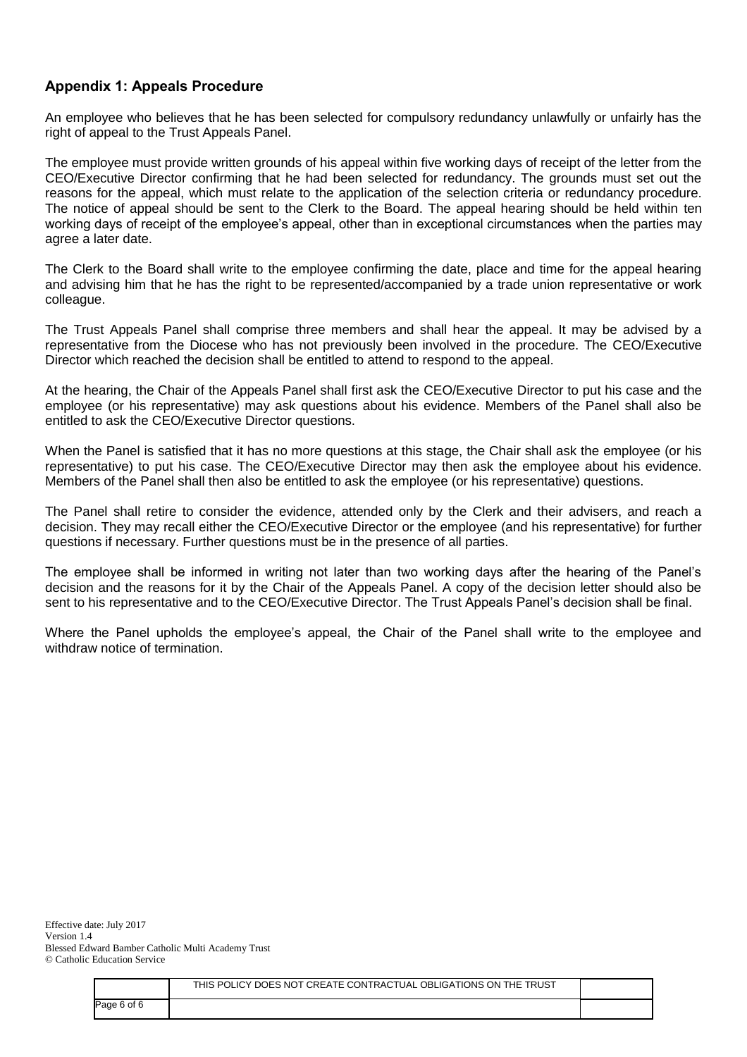### Appendix 1: Appeals Procedure

An employee who believes that he has been selected for compulsory redundancy unlawfully or unfairly has the right of appeal to the Trust Appeals Panel.

The employee must provide written grounds of his appeal within five working days of receipt of the letter from the CEO/Executive Director confirming that he had been selected for redundancy. The grounds must set out the reasons for the appeal, which must relate to the application of the selection criteria or redundancy procedure. The notice of appeal should be sent to the Clerk to the Board. The appeal hearing should be held within ten working days of receipt of the employee's appeal, other than in exceptional circumstances when the parties may agree a later date.

The Clerk to the Board shall write to the employee confirming the date, place and time for the appeal hearing and advising him that he has the right to be represented/accompanied by a trade union representative or work colleague.

The Trust Appeals Panel shall comprise three members and shall hear the appeal. It may be advised by a representative from the Diocese who has not previously been involved in the procedure. The CEO/Executive Director which reached the decision shall be entitled to attend to respond to the appeal.

At the hearing, the Chair of the Appeals Panel shall first ask the CEO/Executive Director to put his case and the employee (or his representative) may ask questions about his evidence. Members of the Panel shall also be entitled to ask the CEO/Executive Director questions.

When the Panel is satisfied that it has no more questions at this stage, the Chair shall ask the employee (or his representative) to put his case. The CEO/Executive Director may then ask the employee about his evidence. Members of the Panel shall then also be entitled to ask the employee (or his representative) questions.

The Panel shall retire to consider the evidence, attended only by the Clerk and their advisers, and reach a decision. They may recall either the CEO/Executive Director or the employee (and his representative) for further questions if necessary. Further questions must be in the presence of all parties.

The employee shall be informed in writing not later than two working days after the hearing of the Panel's decision and the reasons for it by the Chair of the Appeals Panel. A copy of the decision letter should also be sent to his representative and to the CEO/Executive Director. The Trust Appeals Panel's decision shall be final.

Where the Panel upholds the employee's appeal, the Chair of the Panel shall write to the employee and withdraw notice of termination.

Effective date: July 2017
Version 1.4
Blessed Edward Bamber Catholic Multi Academy Trust
© Catholic Education Service

| | | |
|---|---|---|
| | THIS POLICY DOES NOT CREATE CONTRACTUAL OBLIGATIONS ON THE TRUST | |